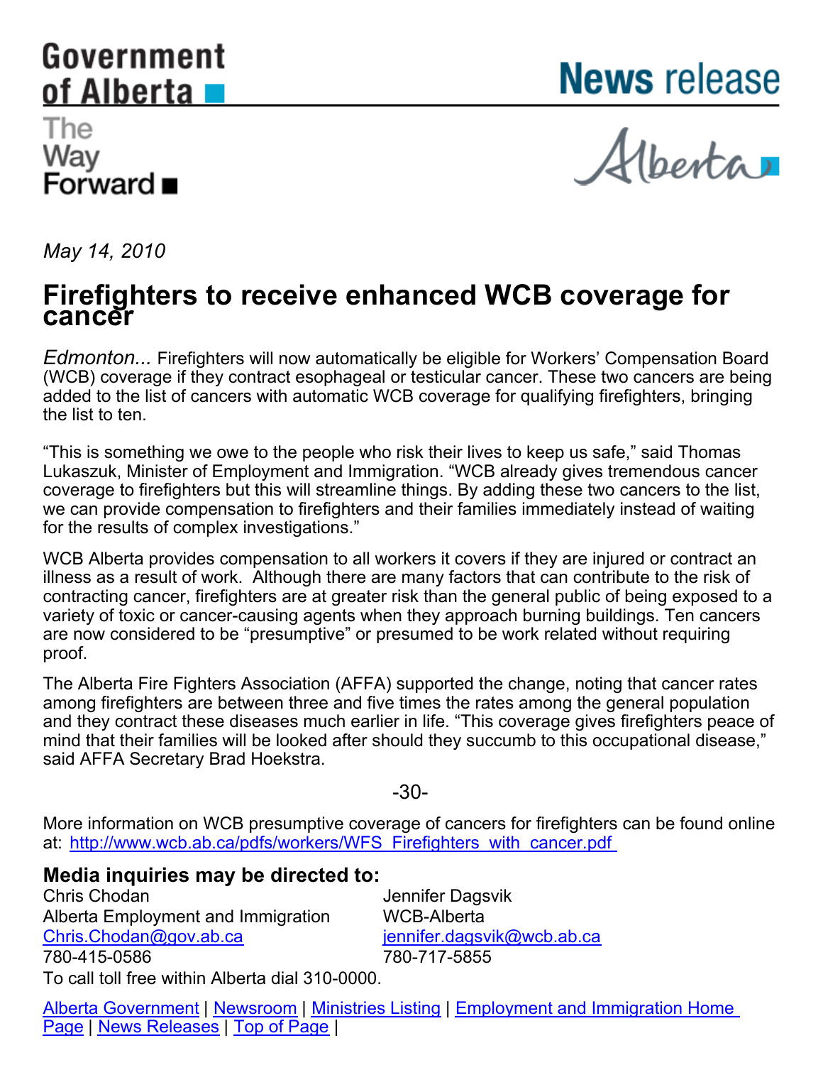Government of Alberta

The Way Forward

News release

Alberta

*May 14, 2010*

# Firefighters to receive enhanced WCB coverage for cancer

*Edmonton...* Firefighters will now automatically be eligible for Workers' Compensation Board (WCB) coverage if they contract esophageal or testicular cancer. These two cancers are being added to the list of cancers with automatic WCB coverage for qualifying firefighters, bringing the list to ten.

"This is something we owe to the people who risk their lives to keep us safe," said Thomas Lukaszuk, Minister of Employment and Immigration. "WCB already gives tremendous cancer coverage to firefighters but this will streamline things. By adding these two cancers to the list, we can provide compensation to firefighters and their families immediately instead of waiting for the results of complex investigations."

WCB Alberta provides compensation to all workers it covers if they are injured or contract an illness as a result of work. Although there are many factors that can contribute to the risk of contracting cancer, firefighters are at greater risk than the general public of being exposed to a variety of toxic or cancer-causing agents when they approach burning buildings. Ten cancers are now considered to be "presumptive" or presumed to be work related without requiring proof.

The Alberta Fire Fighters Association (AFFA) supported the change, noting that cancer rates among firefighters are between three and five times the rates among the general population and they contract these diseases much earlier in life. "This coverage gives firefighters peace of mind that their families will be looked after should they succumb to this occupational disease," said AFFA Secretary Brad Hoekstra.

-30-

More information on WCB presumptive coverage of cancers for firefighters can be found online at: http://www.wcb.ab.ca/pdfs/workers/WFS_Firefighters_with_cancer.pdf

**Media inquiries may be directed to:**

Chris Chodan
Alberta Employment and Immigration
Chris.Chodan@gov.ab.ca
780-415-0586

Jennifer Dagsvik
WCB-Alberta
jennifer.dagsvik@wcb.ab.ca
780-717-5855

To call toll free within Alberta dial 310-0000.

Alberta Government | Newsroom | Ministries Listing | Employment and Immigration Home Page | News Releases | Top of Page |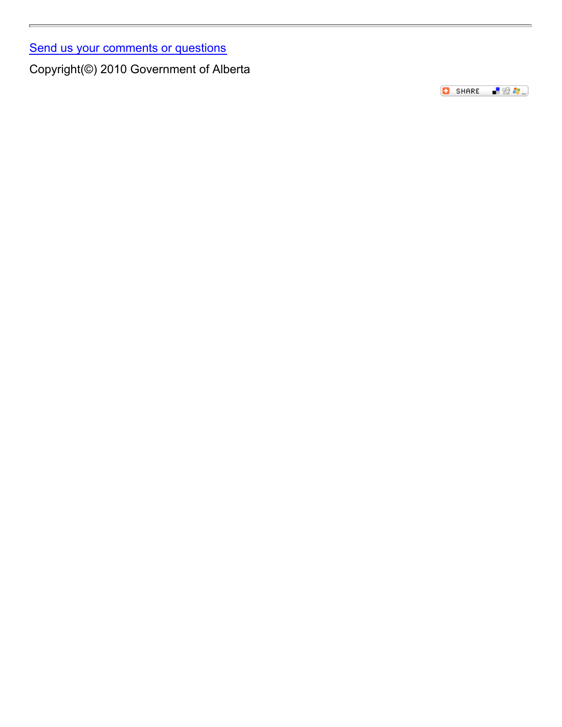---

[Send us your comments or questions]

Copyright(©) 2010 Government of Alberta